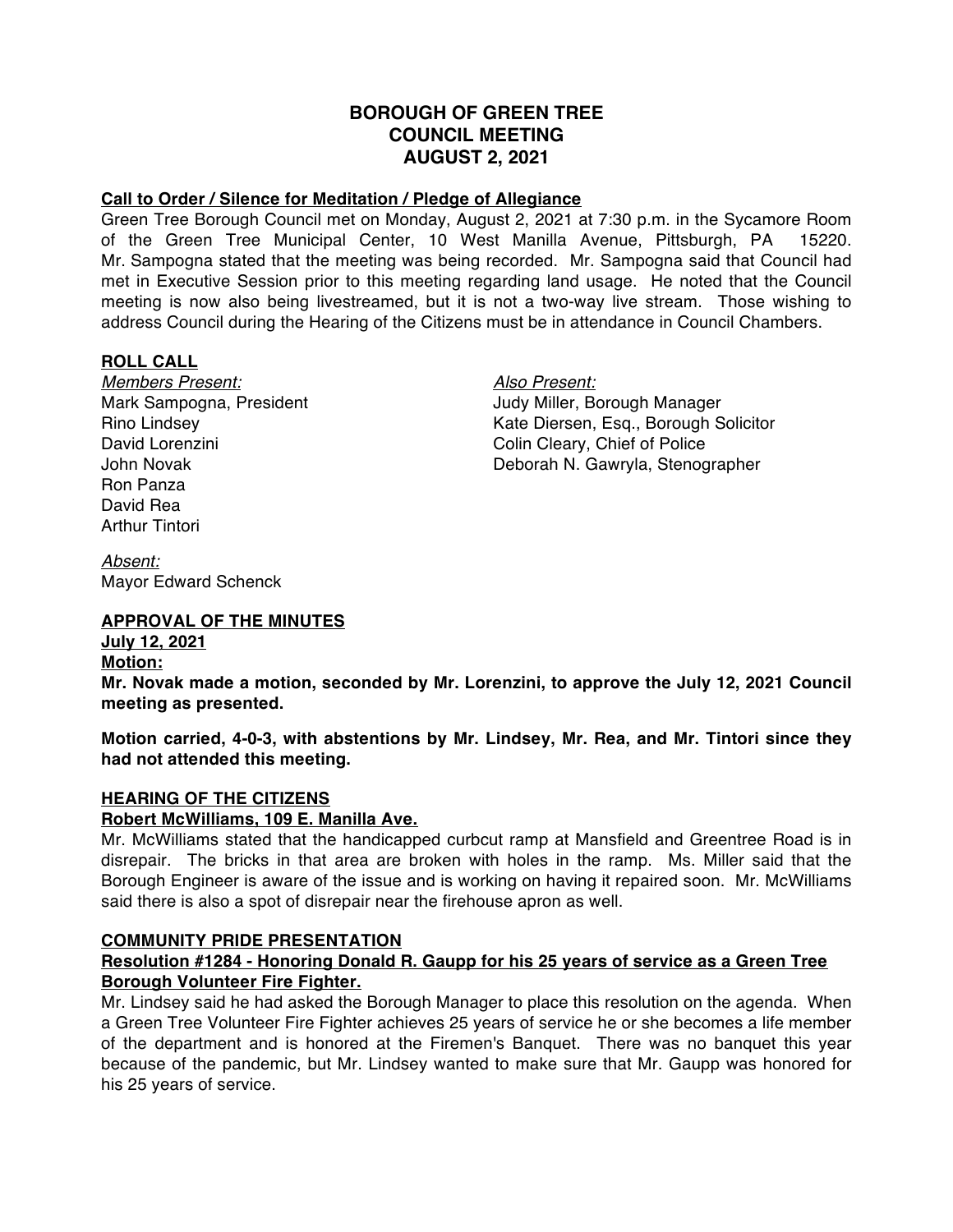# BOROUGH OF GREEN TREE
## COUNCIL MEETING
## AUGUST 2, 2021

**Call to Order / Silence for Meditation / Pledge of Allegiance**

Green Tree Borough Council met on Monday, August 2, 2021 at 7:30 p.m. in the Sycamore Room of the Green Tree Municipal Center, 10 West Manilla Avenue, Pittsburgh, PA 15220. Mr. Sampogna stated that the meeting was being recorded. Mr. Sampogna said that Council had met in Executive Session prior to this meeting regarding land usage. He noted that the Council meeting is now also being livestreamed, but it is not a two-way live stream. Those wishing to address Council during the Hearing of the Citizens must be in attendance in Council Chambers.

**ROLL CALL**

*Members Present:*
Mark Sampogna, President
Rino Lindsey
David Lorenzini
John Novak
Ron Panza
David Rea
Arthur Tintori

*Also Present:*
Judy Miller, Borough Manager
Kate Diersen, Esq., Borough Solicitor
Colin Cleary, Chief of Police
Deborah N. Gawryla, Stenographer

*Absent:*
Mayor Edward Schenck

**APPROVAL OF THE MINUTES**

**July 12, 2021**

**Motion:**

**Mr. Novak made a motion, seconded by Mr. Lorenzini, to approve the July 12, 2021 Council meeting as presented.**

**Motion carried, 4-0-3, with abstentions by Mr. Lindsey, Mr. Rea, and Mr. Tintori since they had not attended this meeting.**

**HEARING OF THE CITIZENS**

**Robert McWilliams, 109 E. Manilla Ave.**

Mr. McWilliams stated that the handicapped curbcut ramp at Mansfield and Greentree Road is in disrepair. The bricks in that area are broken with holes in the ramp. Ms. Miller said that the Borough Engineer is aware of the issue and is working on having it repaired soon. Mr. McWilliams said there is also a spot of disrepair near the firehouse apron as well.

**COMMUNITY PRIDE PRESENTATION**

**Resolution #1284 - Honoring Donald R. Gaupp for his 25 years of service as a Green Tree Borough Volunteer Fire Fighter.**

Mr. Lindsey said he had asked the Borough Manager to place this resolution on the agenda. When a Green Tree Volunteer Fire Fighter achieves 25 years of service he or she becomes a life member of the department and is honored at the Firemen's Banquet. There was no banquet this year because of the pandemic, but Mr. Lindsey wanted to make sure that Mr. Gaupp was honored for his 25 years of service.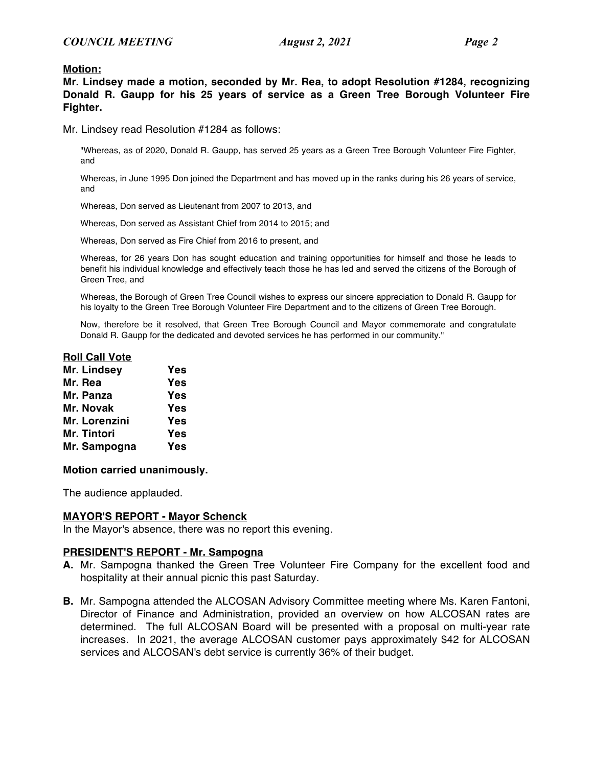**Motion:**

**Mr. Lindsey made a motion, seconded by Mr. Rea, to adopt Resolution #1284, recognizing Donald R. Gaupp for his 25 years of service as a Green Tree Borough Volunteer Fire Fighter.**

Mr. Lindsey read Resolution #1284 as follows:

> "Whereas, as of 2020, Donald R. Gaupp, has served 25 years as a Green Tree Borough Volunteer Fire Fighter, and
>
> Whereas, in June 1995 Don joined the Department and has moved up in the ranks during his 26 years of service, and
>
> Whereas, Don served as Lieutenant from 2007 to 2013, and
>
> Whereas, Don served as Assistant Chief from 2014 to 2015; and
>
> Whereas, Don served as Fire Chief from 2016 to present, and
>
> Whereas, for 26 years Don has sought education and training opportunities for himself and those he leads to benefit his individual knowledge and effectively teach those he has led and served the citizens of the Borough of Green Tree, and
>
> Whereas, the Borough of Green Tree Council wishes to express our sincere appreciation to Donald R. Gaupp for his loyalty to the Green Tree Borough Volunteer Fire Department and to the citizens of Green Tree Borough.
>
> Now, therefore be it resolved, that Green Tree Borough Council and Mayor commemorate and congratulate Donald R. Gaupp for the dedicated and devoted services he has performed in our community."

**Roll Call Vote**

| | |
|---|---|
| **Mr. Lindsey** | **Yes** |
| **Mr. Rea** | **Yes** |
| **Mr. Panza** | **Yes** |
| **Mr. Novak** | **Yes** |
| **Mr. Lorenzini** | **Yes** |
| **Mr. Tintori** | **Yes** |
| **Mr. Sampogna** | **Yes** |

**Motion carried unanimously.**

The audience applauded.

## MAYOR'S REPORT - Mayor Schenck

In the Mayor's absence, there was no report this evening.

## PRESIDENT'S REPORT - Mr. Sampogna

**A.** Mr. Sampogna thanked the Green Tree Volunteer Fire Company for the excellent food and hospitality at their annual picnic this past Saturday.

**B.** Mr. Sampogna attended the ALCOSAN Advisory Committee meeting where Ms. Karen Fantoni, Director of Finance and Administration, provided an overview on how ALCOSAN rates are determined. The full ALCOSAN Board will be presented with a proposal on multi-year rate increases. In 2021, the average ALCOSAN customer pays approximately $42 for ALCOSAN services and ALCOSAN's debt service is currently 36% of their budget.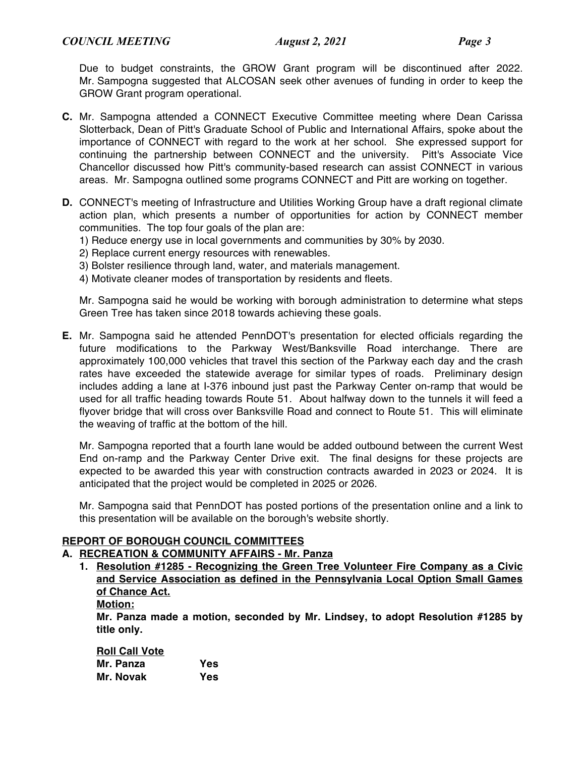Due to budget constraints, the GROW Grant program will be discontinued after 2022. Mr. Sampogna suggested that ALCOSAN seek other avenues of funding in order to keep the GROW Grant program operational.

**C.** Mr. Sampogna attended a CONNECT Executive Committee meeting where Dean Carissa Slotterback, Dean of Pitt's Graduate School of Public and International Affairs, spoke about the importance of CONNECT with regard to the work at her school. She expressed support for continuing the partnership between CONNECT and the university. Pitt's Associate Vice Chancellor discussed how Pitt's community-based research can assist CONNECT in various areas. Mr. Sampogna outlined some programs CONNECT and Pitt are working on together.

**D.** CONNECT's meeting of Infrastructure and Utilities Working Group have a draft regional climate action plan, which presents a number of opportunities for action by CONNECT member communities. The top four goals of the plan are:

1) Reduce energy use in local governments and communities by 30% by 2030.
2) Replace current energy resources with renewables.
3) Bolster resilience through land, water, and materials management.
4) Motivate cleaner modes of transportation by residents and fleets.

Mr. Sampogna said he would be working with borough administration to determine what steps Green Tree has taken since 2018 towards achieving these goals.

**E.** Mr. Sampogna said he attended PennDOT's presentation for elected officials regarding the future modifications to the Parkway West/Banksville Road interchange. There are approximately 100,000 vehicles that travel this section of the Parkway each day and the crash rates have exceeded the statewide average for similar types of roads. Preliminary design includes adding a lane at I-376 inbound just past the Parkway Center on-ramp that would be used for all traffic heading towards Route 51. About halfway down to the tunnels it will feed a flyover bridge that will cross over Banksville Road and connect to Route 51. This will eliminate the weaving of traffic at the bottom of the hill.

Mr. Sampogna reported that a fourth lane would be added outbound between the current West End on-ramp and the Parkway Center Drive exit. The final designs for these projects are expected to be awarded this year with construction contracts awarded in 2023 or 2024. It is anticipated that the project would be completed in 2025 or 2026.

Mr. Sampogna said that PennDOT has posted portions of the presentation online and a link to this presentation will be available on the borough's website shortly.

## REPORT OF BOROUGH COUNCIL COMMITTEES

### A. RECREATION & COMMUNITY AFFAIRS - Mr. Panza

1. **Resolution #1285 - Recognizing the Green Tree Volunteer Fire Company as a Civic and Service Association as defined in the Pennsylvania Local Option Small Games of Chance Act.**

   **Motion:**

   **Mr. Panza made a motion, seconded by Mr. Lindsey, to adopt Resolution #1285 by title only.**

   **Roll Call Vote**

   **Mr. Panza Yes**
   **Mr. Novak Yes**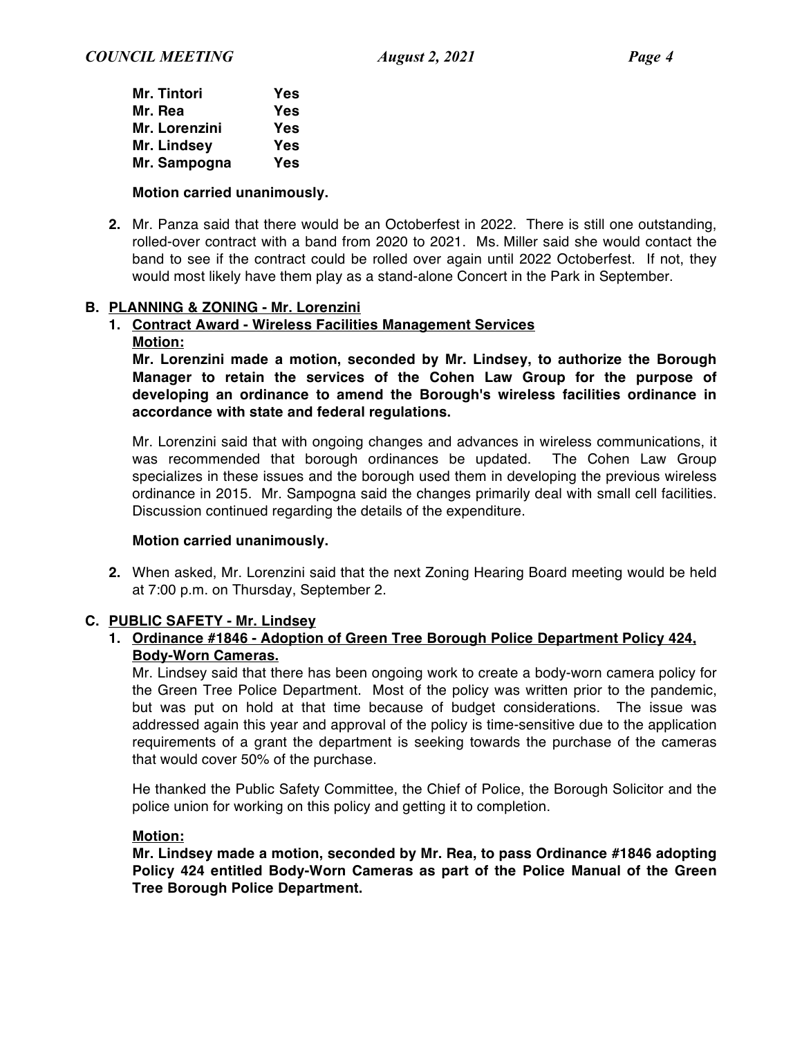| | |
|---|---|
| **Mr. Tintori** | **Yes** |
| **Mr. Rea** | **Yes** |
| **Mr. Lorenzini** | **Yes** |
| **Mr. Lindsey** | **Yes** |
| **Mr. Sampogna** | **Yes** |

**Motion carried unanimously.**

2. Mr. Panza said that there would be an Octoberfest in 2022. There is still one outstanding, rolled-over contract with a band from 2020 to 2021. Ms. Miller said she would contact the band to see if the contract could be rolled over again until 2022 Octoberfest. If not, they would most likely have them play as a stand-alone Concert in the Park in September.

**B. PLANNING & ZONING - Mr. Lorenzini**

1. **Contract Award - Wireless Facilities Management Services**

   **Motion:**

   **Mr. Lorenzini made a motion, seconded by Mr. Lindsey, to authorize the Borough Manager to retain the services of the Cohen Law Group for the purpose of developing an ordinance to amend the Borough's wireless facilities ordinance in accordance with state and federal regulations.**

   Mr. Lorenzini said that with ongoing changes and advances in wireless communications, it was recommended that borough ordinances be updated. The Cohen Law Group specializes in these issues and the borough used them in developing the previous wireless ordinance in 2015. Mr. Sampogna said the changes primarily deal with small cell facilities. Discussion continued regarding the details of the expenditure.

   **Motion carried unanimously.**

2. When asked, Mr. Lorenzini said that the next Zoning Hearing Board meeting would be held at 7:00 p.m. on Thursday, September 2.

**C. PUBLIC SAFETY - Mr. Lindsey**

1. **Ordinance #1846 - Adoption of Green Tree Borough Police Department Policy 424, Body-Worn Cameras.**

   Mr. Lindsey said that there has been ongoing work to create a body-worn camera policy for the Green Tree Police Department. Most of the policy was written prior to the pandemic, but was put on hold at that time because of budget considerations. The issue was addressed again this year and approval of the policy is time-sensitive due to the application requirements of a grant the department is seeking towards the purchase of the cameras that would cover 50% of the purchase.

   He thanked the Public Safety Committee, the Chief of Police, the Borough Solicitor and the police union for working on this policy and getting it to completion.

   **Motion:**

   **Mr. Lindsey made a motion, seconded by Mr. Rea, to pass Ordinance #1846 adopting Policy 424 entitled Body-Worn Cameras as part of the Police Manual of the Green Tree Borough Police Department.**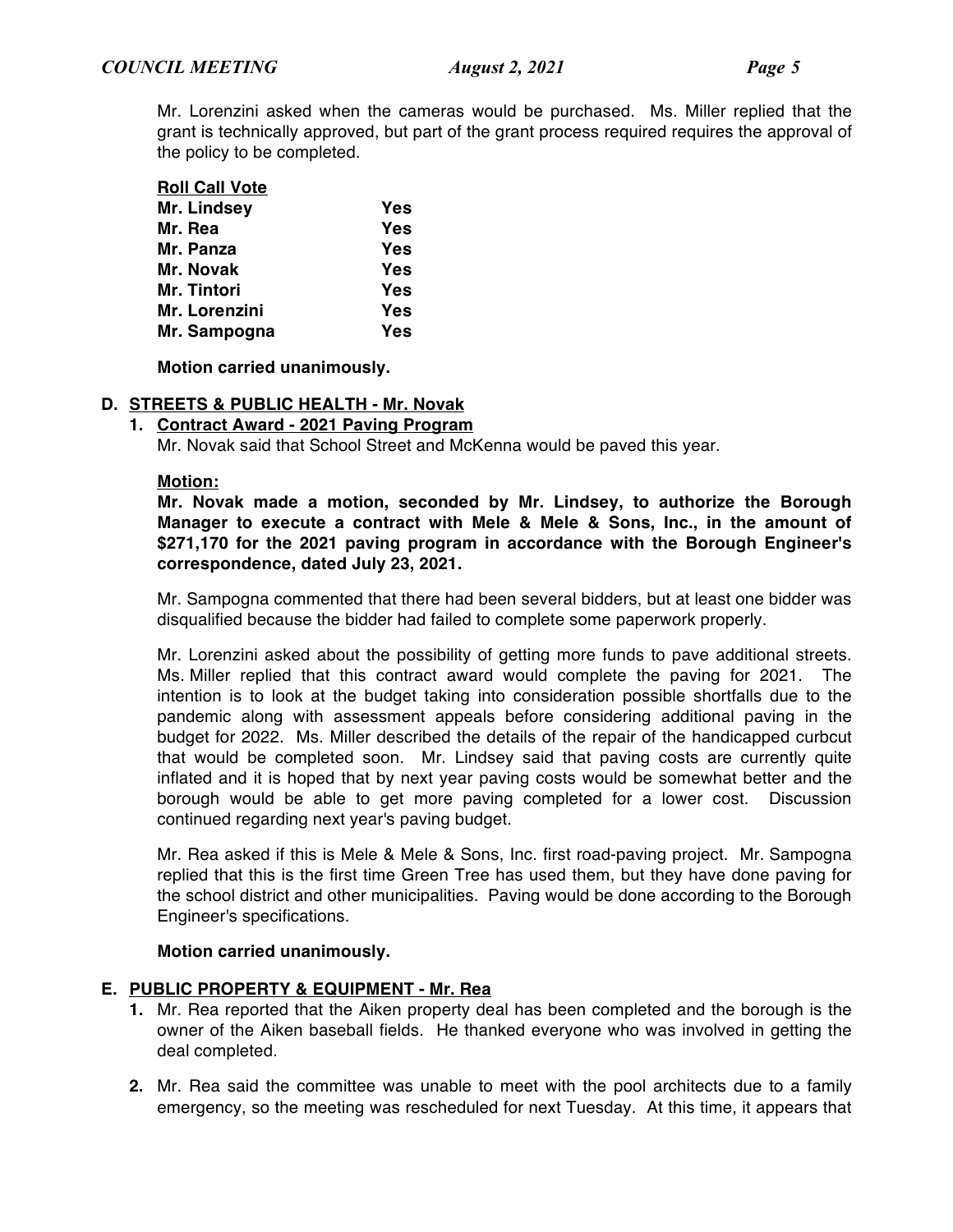Mr. Lorenzini asked when the cameras would be purchased. Ms. Miller replied that the grant is technically approved, but part of the grant process required requires the approval of the policy to be completed.

**Roll Call Vote**

| | |
|---|---|
| **Mr. Lindsey** | **Yes** |
| **Mr. Rea** | **Yes** |
| **Mr. Panza** | **Yes** |
| **Mr. Novak** | **Yes** |
| **Mr. Tintori** | **Yes** |
| **Mr. Lorenzini** | **Yes** |
| **Mr. Sampogna** | **Yes** |

**Motion carried unanimously.**

### D. STREETS & PUBLIC HEALTH - Mr. Novak

#### 1. Contract Award - 2021 Paving Program

Mr. Novak said that School Street and McKenna would be paved this year.

**Motion:**

**Mr. Novak made a motion, seconded by Mr. Lindsey, to authorize the Borough Manager to execute a contract with Mele & Mele & Sons, Inc., in the amount of $271,170 for the 2021 paving program in accordance with the Borough Engineer's correspondence, dated July 23, 2021.**

Mr. Sampogna commented that there had been several bidders, but at least one bidder was disqualified because the bidder had failed to complete some paperwork properly.

Mr. Lorenzini asked about the possibility of getting more funds to pave additional streets. Ms. Miller replied that this contract award would complete the paving for 2021. The intention is to look at the budget taking into consideration possible shortfalls due to the pandemic along with assessment appeals before considering additional paving in the budget for 2022. Ms. Miller described the details of the repair of the handicapped curbcut that would be completed soon. Mr. Lindsey said that paving costs are currently quite inflated and it is hoped that by next year paving costs would be somewhat better and the borough would be able to get more paving completed for a lower cost. Discussion continued regarding next year's paving budget.

Mr. Rea asked if this is Mele & Mele & Sons, Inc. first road-paving project. Mr. Sampogna replied that this is the first time Green Tree has used them, but they have done paving for the school district and other municipalities. Paving would be done according to the Borough Engineer's specifications.

**Motion carried unanimously.**

### E. PUBLIC PROPERTY & EQUIPMENT - Mr. Rea

1. Mr. Rea reported that the Aiken property deal has been completed and the borough is the owner of the Aiken baseball fields. He thanked everyone who was involved in getting the deal completed.
2. Mr. Rea said the committee was unable to meet with the pool architects due to a family emergency, so the meeting was rescheduled for next Tuesday. At this time, it appears that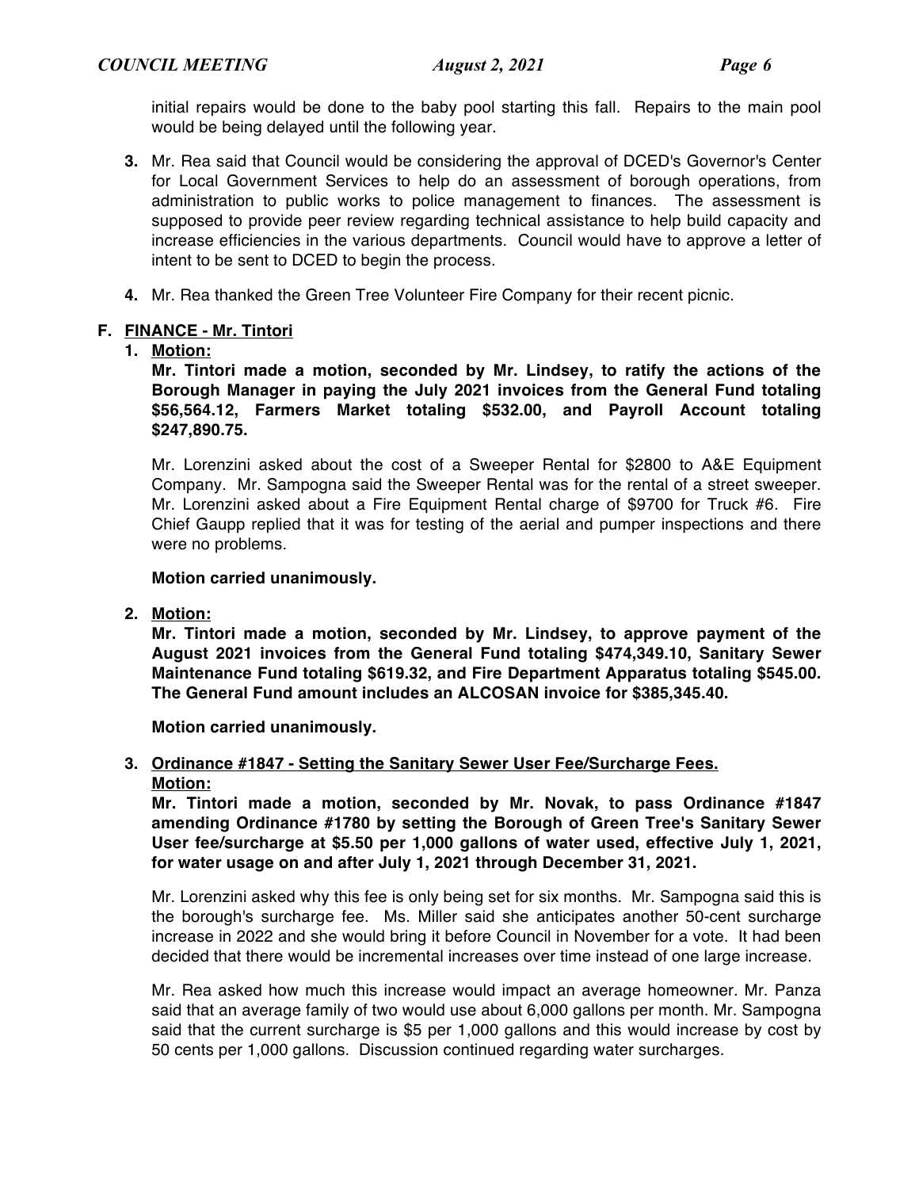initial repairs would be done to the baby pool starting this fall. Repairs to the main pool would be being delayed until the following year.

3. Mr. Rea said that Council would be considering the approval of DCED's Governor's Center for Local Government Services to help do an assessment of borough operations, from administration to public works to police management to finances. The assessment is supposed to provide peer review regarding technical assistance to help build capacity and increase efficiencies in the various departments. Council would have to approve a letter of intent to be sent to DCED to begin the process.

4. Mr. Rea thanked the Green Tree Volunteer Fire Company for their recent picnic.

**F. <u>FINANCE - Mr. Tintori</u>**

1. **<u>Motion:</u>**

   **Mr. Tintori made a motion, seconded by Mr. Lindsey, to ratify the actions of the Borough Manager in paying the July 2021 invoices from the General Fund totaling $56,564.12, Farmers Market totaling $532.00, and Payroll Account totaling $247,890.75.**

   Mr. Lorenzini asked about the cost of a Sweeper Rental for $2800 to A&E Equipment Company. Mr. Sampogna said the Sweeper Rental was for the rental of a street sweeper. Mr. Lorenzini asked about a Fire Equipment Rental charge of $9700 for Truck #6. Fire Chief Gaupp replied that it was for testing of the aerial and pumper inspections and there were no problems.

   **Motion carried unanimously.**

2. **<u>Motion:</u>**

   **Mr. Tintori made a motion, seconded by Mr. Lindsey, to approve payment of the August 2021 invoices from the General Fund totaling $474,349.10, Sanitary Sewer Maintenance Fund totaling $619.32, and Fire Department Apparatus totaling $545.00. The General Fund amount includes an ALCOSAN invoice for $385,345.40.**

   **Motion carried unanimously.**

3. **<u>Ordinance #1847 - Setting the Sanitary Sewer User Fee/Surcharge Fees.</u>**
   **<u>Motion:</u>**

   **Mr. Tintori made a motion, seconded by Mr. Novak, to pass Ordinance #1847 amending Ordinance #1780 by setting the Borough of Green Tree's Sanitary Sewer User fee/surcharge at $5.50 per 1,000 gallons of water used, effective July 1, 2021, for water usage on and after July 1, 2021 through December 31, 2021.**

   Mr. Lorenzini asked why this fee is only being set for six months. Mr. Sampogna said this is the borough's surcharge fee. Ms. Miller said she anticipates another 50-cent surcharge increase in 2022 and she would bring it before Council in November for a vote. It had been decided that there would be incremental increases over time instead of one large increase.

   Mr. Rea asked how much this increase would impact an average homeowner. Mr. Panza said that an average family of two would use about 6,000 gallons per month. Mr. Sampogna said that the current surcharge is $5 per 1,000 gallons and this would increase by cost by 50 cents per 1,000 gallons. Discussion continued regarding water surcharges.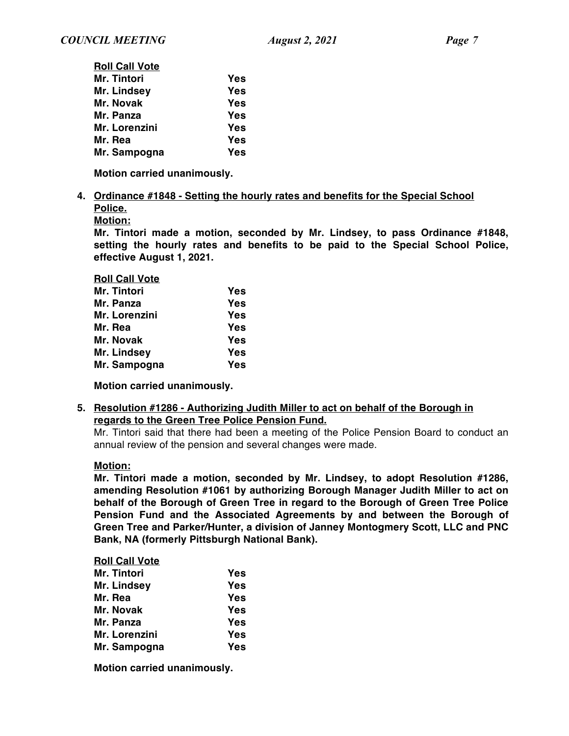**Roll Call Vote**

| | |
|---|---|
| **Mr. Tintori** | **Yes** |
| **Mr. Lindsey** | **Yes** |
| **Mr. Novak** | **Yes** |
| **Mr. Panza** | **Yes** |
| **Mr. Lorenzini** | **Yes** |
| **Mr. Rea** | **Yes** |
| **Mr. Sampogna** | **Yes** |

**Motion carried unanimously.**

4. **Ordinance #1848 - Setting the hourly rates and benefits for the Special School Police.**

   **Motion:**

   **Mr. Tintori made a motion, seconded by Mr. Lindsey, to pass Ordinance #1848, setting the hourly rates and benefits to be paid to the Special School Police, effective August 1, 2021.**

   **Roll Call Vote**

   | | |
   |---|---|
   | **Mr. Tintori** | **Yes** |
   | **Mr. Panza** | **Yes** |
   | **Mr. Lorenzini** | **Yes** |
   | **Mr. Rea** | **Yes** |
   | **Mr. Novak** | **Yes** |
   | **Mr. Lindsey** | **Yes** |
   | **Mr. Sampogna** | **Yes** |

   **Motion carried unanimously.**

5. **Resolution #1286 - Authorizing Judith Miller to act on behalf of the Borough in regards to the Green Tree Police Pension Fund.**

   Mr. Tintori said that there had been a meeting of the Police Pension Board to conduct an annual review of the pension and several changes were made.

   **Motion:**

   **Mr. Tintori made a motion, seconded by Mr. Lindsey, to adopt Resolution #1286, amending Resolution #1061 by authorizing Borough Manager Judith Miller to act on behalf of the Borough of Green Tree in regard to the Borough of Green Tree Police Pension Fund and the Associated Agreements by and between the Borough of Green Tree and Parker/Hunter, a division of Janney Montogmery Scott, LLC and PNC Bank, NA (formerly Pittsburgh National Bank).**

   **Roll Call Vote**

   | | |
   |---|---|
   | **Mr. Tintori** | **Yes** |
   | **Mr. Lindsey** | **Yes** |
   | **Mr. Rea** | **Yes** |
   | **Mr. Novak** | **Yes** |
   | **Mr. Panza** | **Yes** |
   | **Mr. Lorenzini** | **Yes** |
   | **Mr. Sampogna** | **Yes** |

   **Motion carried unanimously.**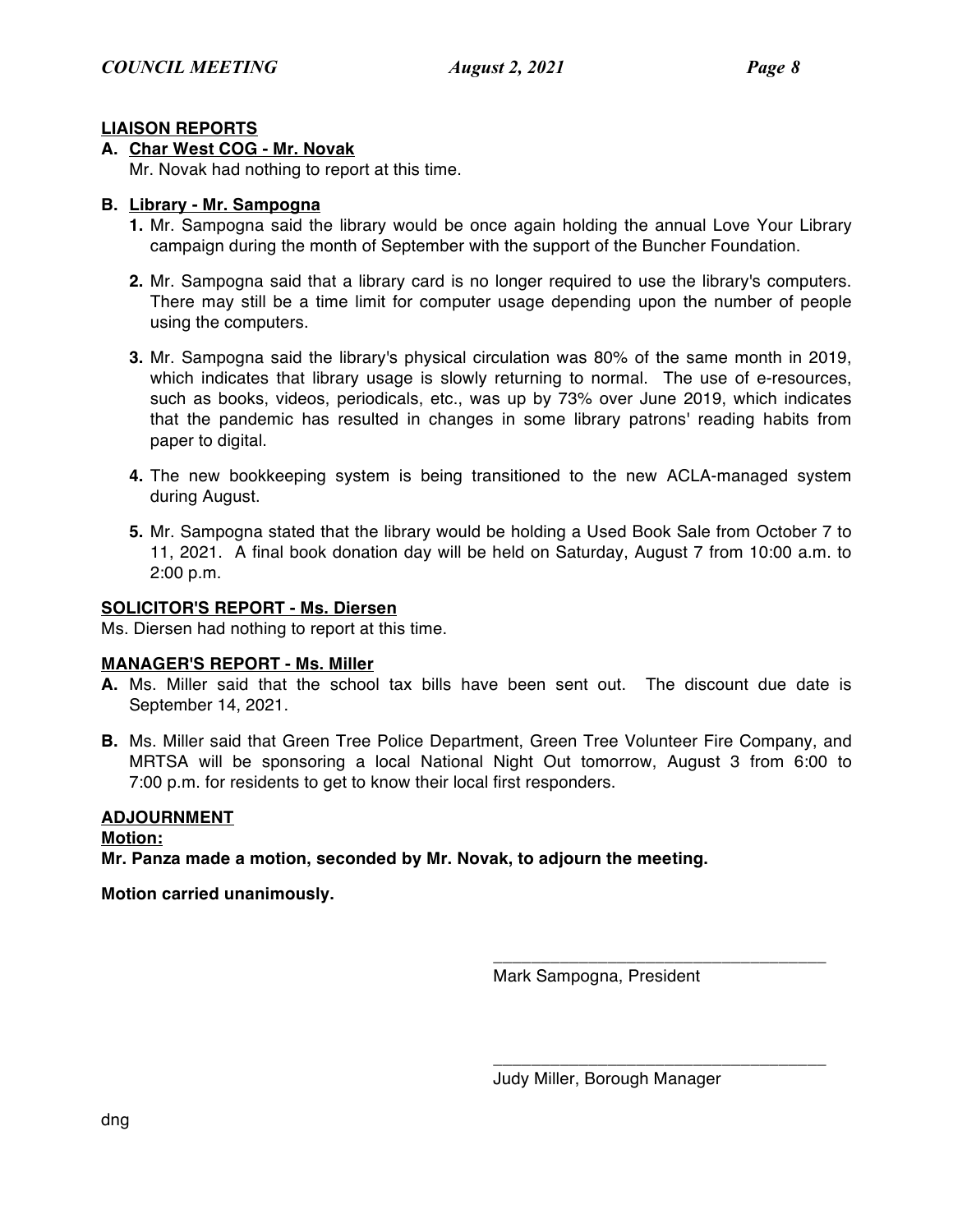**LIAISON REPORTS**

**A. Char West COG - Mr. Novak**

Mr. Novak had nothing to report at this time.

**B. Library - Mr. Sampogna**

1. Mr. Sampogna said the library would be once again holding the annual Love Your Library campaign during the month of September with the support of the Buncher Foundation.

2. Mr. Sampogna said that a library card is no longer required to use the library's computers. There may still be a time limit for computer usage depending upon the number of people using the computers.

3. Mr. Sampogna said the library's physical circulation was 80% of the same month in 2019, which indicates that library usage is slowly returning to normal. The use of e-resources, such as books, videos, periodicals, etc., was up by 73% over June 2019, which indicates that the pandemic has resulted in changes in some library patrons' reading habits from paper to digital.

4. The new bookkeeping system is being transitioned to the new ACLA-managed system during August.

5. Mr. Sampogna stated that the library would be holding a Used Book Sale from October 7 to 11, 2021. A final book donation day will be held on Saturday, August 7 from 10:00 a.m. to 2:00 p.m.

**SOLICITOR'S REPORT - Ms. Diersen**

Ms. Diersen had nothing to report at this time.

**MANAGER'S REPORT - Ms. Miller**

**A.** Ms. Miller said that the school tax bills have been sent out. The discount due date is September 14, 2021.

**B.** Ms. Miller said that Green Tree Police Department, Green Tree Volunteer Fire Company, and MRTSA will be sponsoring a local National Night Out tomorrow, August 3 from 6:00 to 7:00 p.m. for residents to get to know their local first responders.

**ADJOURNMENT**

**Motion:**

**Mr. Panza made a motion, seconded by Mr. Novak, to adjourn the meeting.**

**Motion carried unanimously.**

\_\_\_\_\_\_\_\_\_\_\_\_\_\_\_\_\_\_\_\_\_\_\_\_\_\_\_\_\_\_\_\_\_\_\_

Mark Sampogna, President

\_\_\_\_\_\_\_\_\_\_\_\_\_\_\_\_\_\_\_\_\_\_\_\_\_\_\_\_\_\_\_\_\_\_\_

Judy Miller, Borough Manager

dng